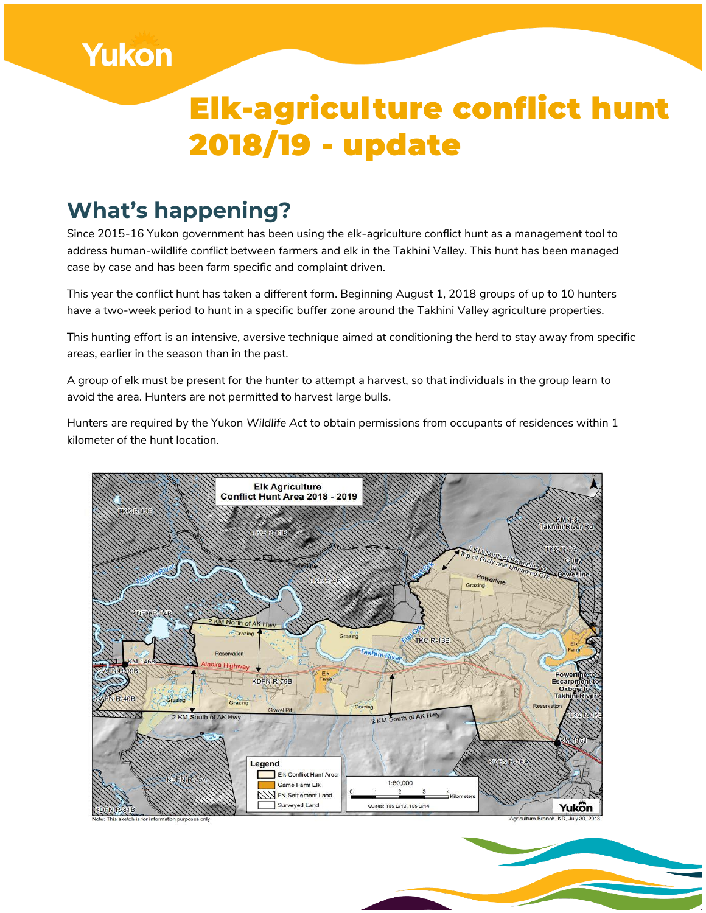# Elk-agriculture conflict hunt 2018/19 - update

## What's happening?

Since 2015-16 Yukon government has been using the elk-agriculture conflict hunt as a management tool to address human-wildlife conflict between farmers and elk in the Takhini Valley. This hunt has been managed case by case and has been farm specific and complaint driven.

This year the conflict hunt has taken a different form. Beginning August 1, 2018 groups of up to 10 hunters have a two-week period to hunt in a specific buffer zone around the Takhini Valley agriculture properties.

This hunting effort is an intensive, aversive technique aimed at conditioning the herd to stay away from specific areas, earlier in the season than in the past.

A group of elk must be present for the hunter to attempt a harvest, so that individuals in the group learn to avoid the area. Hunters are not permitted to harvest large bulls.

Hunters are required by the Yukon *Wildlife Act* to obtain permissions from occupants of residences within 1 kilometer of the hunt location.

**Elk Agriculture Conflict Hunt Area 2018 - 2019**

Legend: Elk Conflict Hunt Area; Game Farm Elk; FN Settlement Land; Surveyed Land

Scale 1:80,000 — Quads: 105 D/13, 105 D/14

Note: This sketch is for information purposes only

Agriculture Branch, KD, July 30, 2018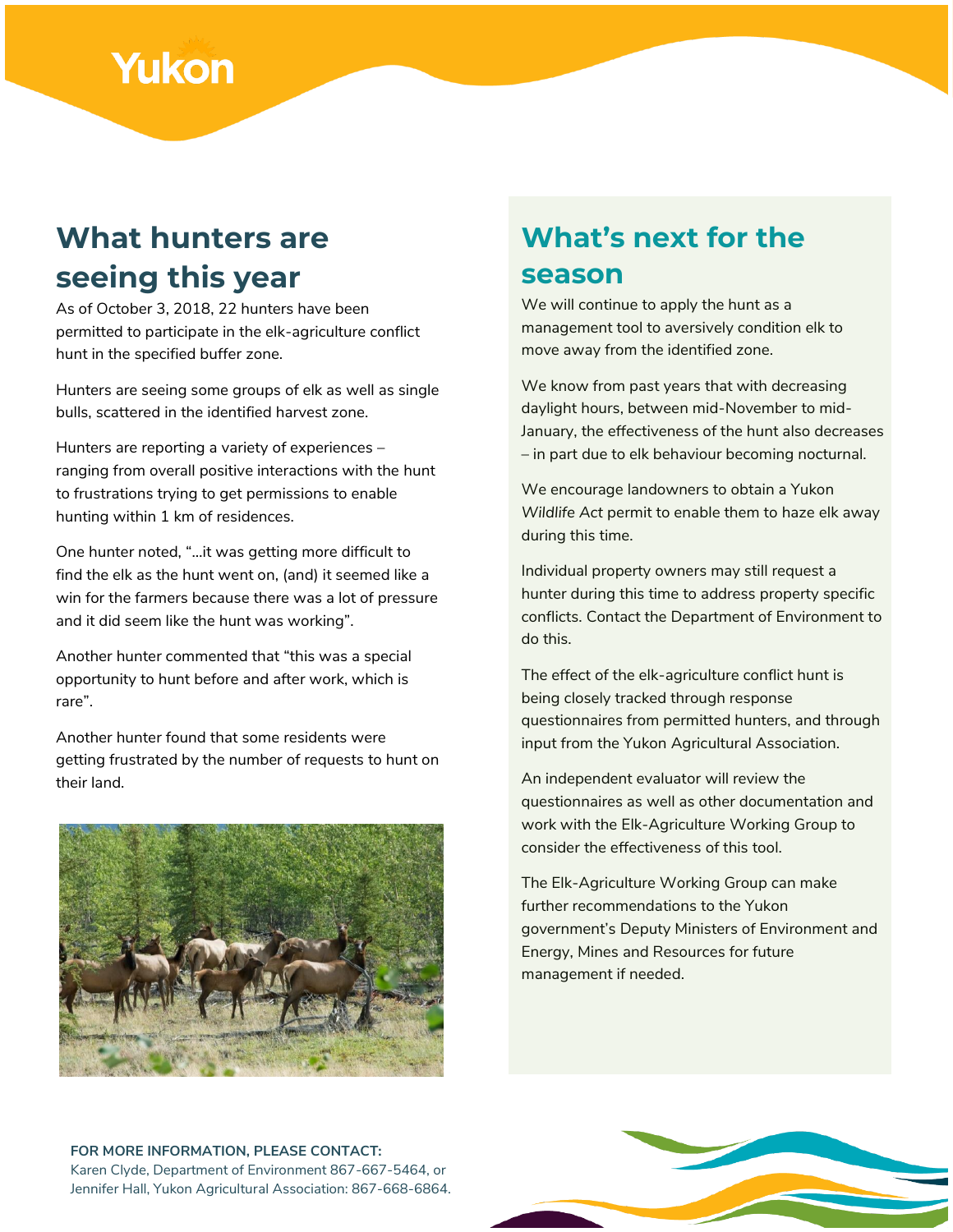## What hunters are seeing this year

As of October 3, 2018, 22 hunters have been permitted to participate in the elk-agriculture conflict hunt in the specified buffer zone.

Hunters are seeing some groups of elk as well as single bulls, scattered in the identified harvest zone.

Hunters are reporting a variety of experiences – ranging from overall positive interactions with the hunt to frustrations trying to get permissions to enable hunting within 1 km of residences.

One hunter noted, "…it was getting more difficult to find the elk as the hunt went on, (and) it seemed like a win for the farmers because there was a lot of pressure and it did seem like the hunt was working".

Another hunter commented that "this was a special opportunity to hunt before and after work, which is rare".

Another hunter found that some residents were getting frustrated by the number of requests to hunt on their land.

## What's next for the season

We will continue to apply the hunt as a management tool to aversively condition elk to move away from the identified zone.

We know from past years that with decreasing daylight hours, between mid-November to mid-January, the effectiveness of the hunt also decreases – in part due to elk behaviour becoming nocturnal.

We encourage landowners to obtain a Yukon *Wildlife Act* permit to enable them to haze elk away during this time.

Individual property owners may still request a hunter during this time to address property specific conflicts. Contact the Department of Environment to do this.

The effect of the elk-agriculture conflict hunt is being closely tracked through response questionnaires from permitted hunters, and through input from the Yukon Agricultural Association.

An independent evaluator will review the questionnaires as well as other documentation and work with the Elk-Agriculture Working Group to consider the effectiveness of this tool.

The Elk-Agriculture Working Group can make further recommendations to the Yukon government's Deputy Ministers of Environment and Energy, Mines and Resources for future management if needed.

**FOR MORE INFORMATION, PLEASE CONTACT:**
Karen Clyde, Department of Environment 867-667-5464, or
Jennifer Hall, Yukon Agricultural Association: 867-668-6864.